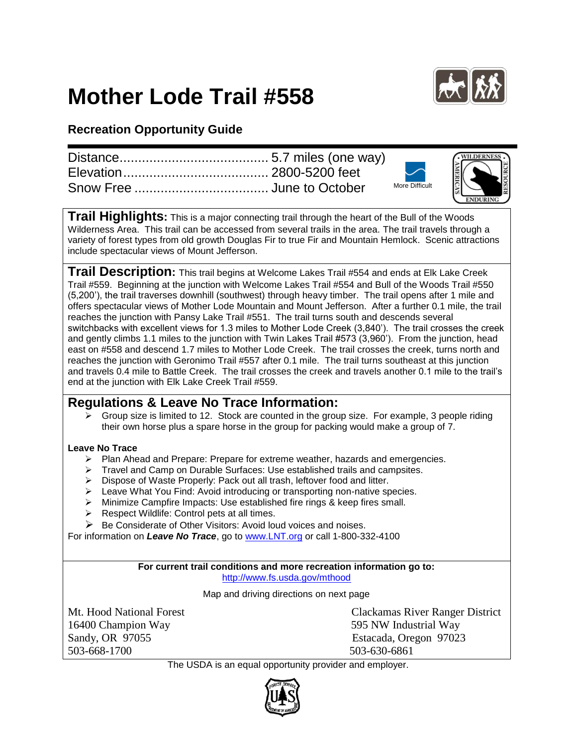# Mother Lode Trail #558

## Recreation Opportunity Guide

Distance........................................ 5.7 miles (one way)
Elevation....................................... 2800-5200 feet
Snow Free .................................... June to October

More Difficult

**Trail Highlights:** This is a major connecting trail through the heart of the Bull of the Woods Wilderness Area. This trail can be accessed from several trails in the area. The trail travels through a variety of forest types from old growth Douglas Fir to true Fir and Mountain Hemlock. Scenic attractions include spectacular views of Mount Jefferson.

**Trail Description:** This trail begins at Welcome Lakes Trail #554 and ends at Elk Lake Creek Trail #559. Beginning at the junction with Welcome Lakes Trail #554 and Bull of the Woods Trail #550 (5,200'), the trail traverses downhill (southwest) through heavy timber. The trail opens after 1 mile and offers spectacular views of Mother Lode Mountain and Mount Jefferson. After a further 0.1 mile, the trail reaches the junction with Pansy Lake Trail #551. The trail turns south and descends several switchbacks with excellent views for 1.3 miles to Mother Lode Creek (3,840'). The trail crosses the creek and gently climbs 1.1 miles to the junction with Twin Lakes Trail #573 (3,960'). From the junction, head east on #558 and descend 1.7 miles to Mother Lode Creek. The trail crosses the creek, turns north and reaches the junction with Geronimo Trail #557 after 0.1 mile. The trail turns southeast at this junction and travels 0.4 mile to Battle Creek. The trail crosses the creek and travels another 0.1 mile to the trail's end at the junction with Elk Lake Creek Trail #559.

## Regulations & Leave No Trace Information:

- Group size is limited to 12. Stock are counted in the group size. For example, 3 people riding their own horse plus a spare horse in the group for packing would make a group of 7.

**Leave No Trace**

- Plan Ahead and Prepare: Prepare for extreme weather, hazards and emergencies.
- Travel and Camp on Durable Surfaces: Use established trails and campsites.
- Dispose of Waste Properly: Pack out all trash, leftover food and litter.
- Leave What You Find: Avoid introducing or transporting non-native species.
- Minimize Campfire Impacts: Use established fire rings & keep fires small.
- Respect Wildlife: Control pets at all times.
- Be Considerate of Other Visitors: Avoid loud voices and noises.

For information on ***Leave No Trace***, go to www.LNT.org or call 1-800-332-4100

**For current trail conditions and more recreation information go to:**
http://www.fs.usda.gov/mthood

Map and driving directions on next page

Mt. Hood National Forest
16400 Champion Way
Sandy, OR 97055
503-668-1700

Clackamas River Ranger District
595 NW Industrial Way
Estacada, Oregon 97023
503-630-6861

The USDA is an equal opportunity provider and employer.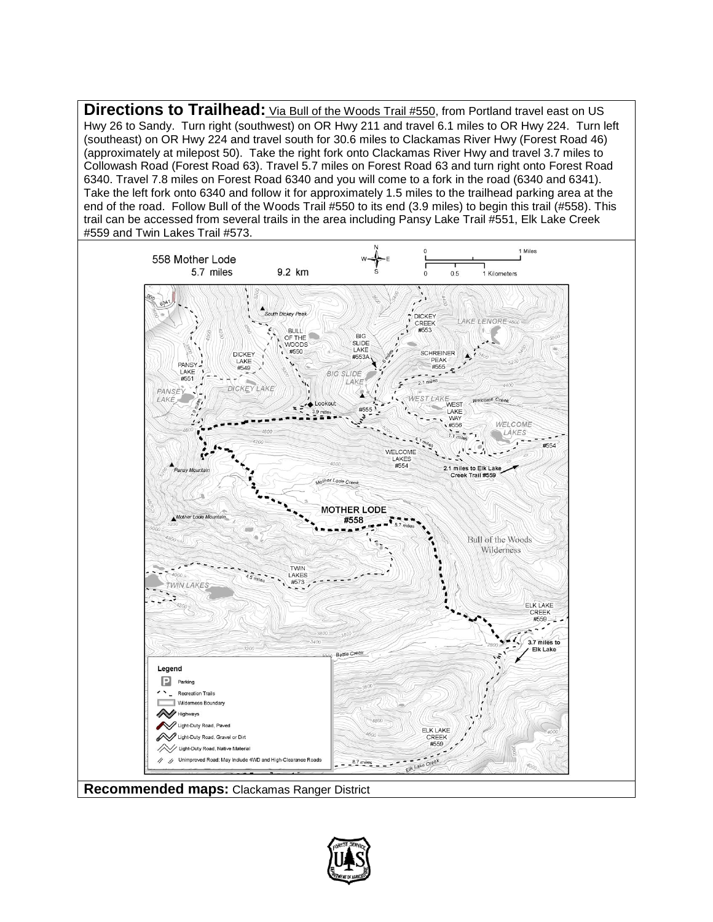**Directions to Trailhead:** Via Bull of the Woods Trail #550, from Portland travel east on US Hwy 26 to Sandy. Turn right (southwest) on OR Hwy 211 and travel 6.1 miles to OR Hwy 224. Turn left (southeast) on OR Hwy 224 and travel south for 30.6 miles to Clackamas River Hwy (Forest Road 46) (approximately at milepost 50). Take the right fork onto Clackamas River Hwy and travel 3.7 miles to Collowash Road (Forest Road 63). Travel 5.7 miles on Forest Road 63 and turn right onto Forest Road 6340. Travel 7.8 miles on Forest Road 6340 and you will come to a fork in the road (6340 and 6341). Take the left fork onto 6340 and follow it for approximately 1.5 miles to the trailhead parking area at the end of the road. Follow Bull of the Woods Trail #550 to its end (3.9 miles) to begin this trail (#558). This trail can be accessed from several trails in the area including Pansy Lake Trail #551, Elk Lake Creek #559 and Twin Lakes Trail #573.

558 Mother Lode
5.7 miles 9.2 km

0 1 Miles
0 0.5 1 Kilometers

South Dickey Peak
BULL OF THE WOODS #550
BIG SLIDE LAKE #553A
DICKEY CREEK #553
LAKE LENORE
SCHREINER PEAK #555
DICKEY LAKE #549
PANSY LAKE #551
BIG SLIDE LAKE
DICKEY LAKE
PANSEY LAKE
Lookout
3.9 miles
#555
2.1 miles
WEST LAKE
Welcome Creek
WEST LAKE WAY #556
WELCOME LAKES
1.1 miles
4.1 miles
#554
WELCOME LAKES #554
2.1 miles to Elk Lake Creek Trail #559
Pansy Mountain
Mother Lode Creek
MOTHER LODE #558
5.7 miles
Mother Lode Mountain
Bull of the Woods Wilderness
TWIN LAKES #573
4.5 miles
TWIN LAKES
ELK LAKE CREEK #559
3.7 miles to Elk Lake
Battle Creek
ELK LAKE CREEK #559
8.7 miles
Elk Lake Creek

Legend
Parking
Recreation Trails
Wilderness Boundary
Highways
Light-Duty Road, Paved
Light-Duty Road, Gravel or Dirt
Light-Duty Road, Native Material
Unimproved Road; May Include 4WD and High-Clearance Roads

**Recommended maps:** Clackamas Ranger District